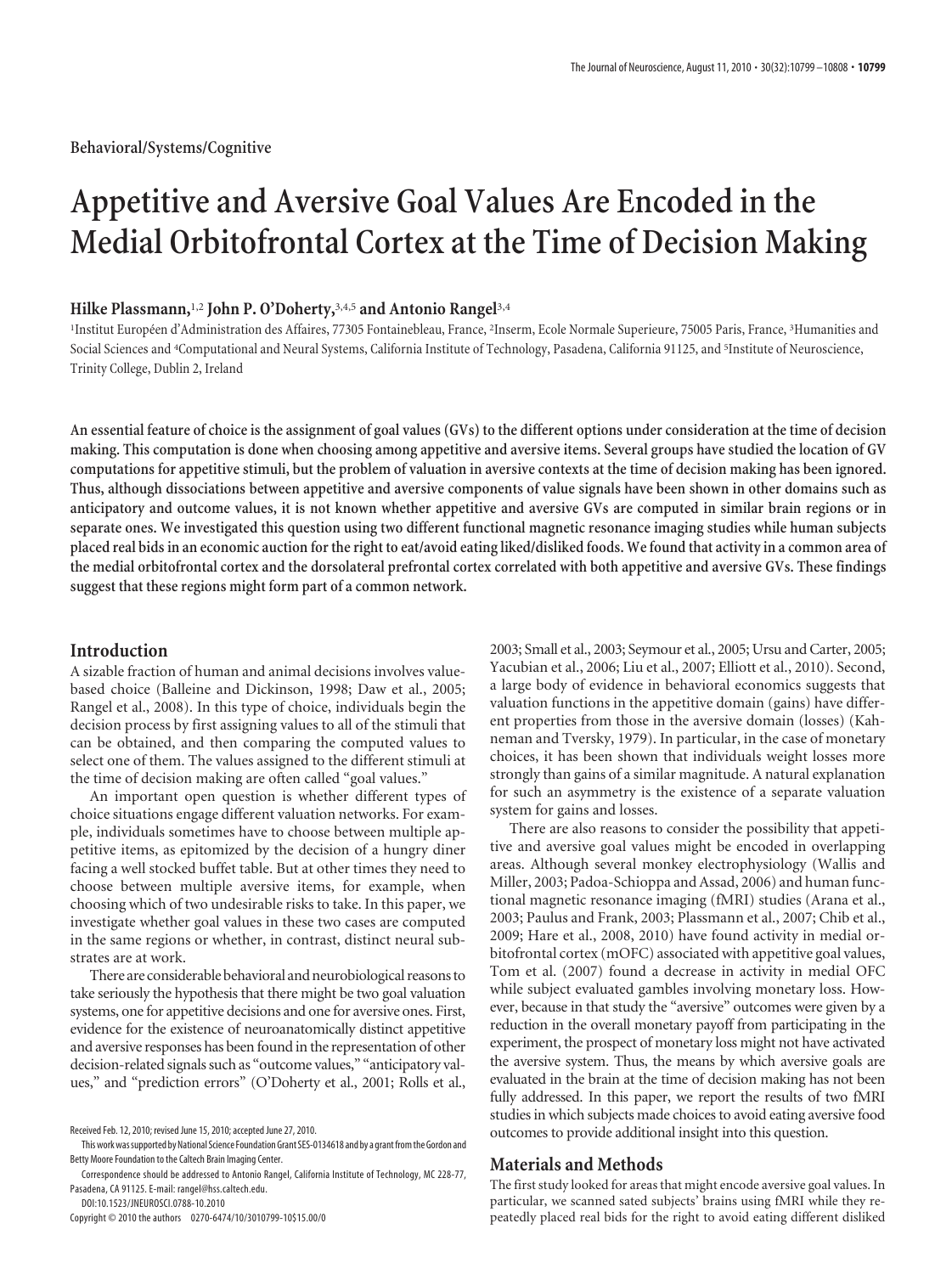Behavioral/Systems/Cognitive

# Appetitive and Aversive Goal Values Are Encoded in the Medial Orbitofrontal Cortex at the Time of Decision Making

**Hilke Plassmann,**[1,2] **John P. O'Doherty,**[3,4,5] **and Antonio Rangel**[3,4]

[1]Institut Européen d'Administration des Affaires, 77305 Fontainebleau, France, [2]Inserm, Ecole Normale Superieure, 75005 Paris, France, [3]Humanities and Social Sciences and [4]Computational and Neural Systems, California Institute of Technology, Pasadena, California 91125, and [5]Institute of Neuroscience, Trinity College, Dublin 2, Ireland

**An essential feature of choice is the assignment of goal values (GVs) to the different options under consideration at the time of decision making. This computation is done when choosing among appetitive and aversive items. Several groups have studied the location of GV computations for appetitive stimuli, but the problem of valuation in aversive contexts at the time of decision making has been ignored. Thus, although dissociations between appetitive and aversive components of value signals have been shown in other domains such as anticipatory and outcome values, it is not known whether appetitive and aversive GVs are computed in similar brain regions or in separate ones. We investigated this question using two different functional magnetic resonance imaging studies while human subjects placed real bids in an economic auction for the right to eat/avoid eating liked/disliked foods. We found that activity in a common area of the medial orbitofrontal cortex and the dorsolateral prefrontal cortex correlated with both appetitive and aversive GVs. These findings suggest that these regions might form part of a common network.**

## Introduction

A sizable fraction of human and animal decisions involves value-based choice (Balleine and Dickinson, 1998; Daw et al., 2005; Rangel et al., 2008). In this type of choice, individuals begin the decision process by first assigning values to all of the stimuli that can be obtained, and then comparing the computed values to select one of them. The values assigned to the different stimuli at the time of decision making are often called "goal values."

An important open question is whether different types of choice situations engage different valuation networks. For example, individuals sometimes have to choose between multiple appetitive items, as epitomized by the decision of a hungry diner facing a well stocked buffet table. But at other times they need to choose between multiple aversive items, for example, when choosing which of two undesirable risks to take. In this paper, we investigate whether goal values in these two cases are computed in the same regions or whether, in contrast, distinct neural substrates are at work.

There are considerable behavioral and neurobiological reasons to take seriously the hypothesis that there might be two goal valuation systems, one for appetitive decisions and one for aversive ones. First, evidence for the existence of neuroanatomically distinct appetitive and aversive responses has been found in the representation of other decision-related signals such as "outcome values," "anticipatory values," and "prediction errors" (O'Doherty et al., 2001; Rolls et al., 2003; Small et al., 2003; Seymour et al., 2005; Ursu and Carter, 2005; Yacubian et al., 2006; Liu et al., 2007; Elliott et al., 2010). Second, a large body of evidence in behavioral economics suggests that valuation functions in the appetitive domain (gains) have different properties from those in the aversive domain (losses) (Kahneman and Tversky, 1979). In particular, in the case of monetary choices, it has been shown that individuals weight losses more strongly than gains of a similar magnitude. A natural explanation for such an asymmetry is the existence of a separate valuation system for gains and losses.

There are also reasons to consider the possibility that appetitive and aversive goal values might be encoded in overlapping areas. Although several monkey electrophysiology (Wallis and Miller, 2003; Padoa-Schioppa and Assad, 2006) and human functional magnetic resonance imaging (fMRI) studies (Arana et al., 2003; Paulus and Frank, 2003; Plassmann et al., 2007; Chib et al., 2009; Hare et al., 2008, 2010) have found activity in medial orbitofrontal cortex (mOFC) associated with appetitive goal values, Tom et al. (2007) found a decrease in activity in medial OFC while subject evaluated gambles involving monetary loss. However, because in that study the "aversive" outcomes were given by a reduction in the overall monetary payoff from participating in the experiment, the prospect of monetary loss might not have activated the aversive system. Thus, the means by which aversive goals are evaluated in the brain at the time of decision making has not been fully addressed. In this paper, we report the results of two fMRI studies in which subjects made choices to avoid eating aversive food outcomes to provide additional insight into this question.

## Materials and Methods

The first study looked for areas that might encode aversive goal values. In particular, we scanned sated subjects' brains using fMRI while they repeatedly placed real bids for the right to avoid eating different disliked

Received Feb. 12, 2010; revised June 15, 2010; accepted June 27, 2010.

This work was supported by National Science Foundation Grant SES-0134618 and by a grant from the Gordon and Betty Moore Foundation to the Caltech Brain Imaging Center.

Correspondence should be addressed to Antonio Rangel, California Institute of Technology, MC 228-77, Pasadena, CA 91125. E-mail: rangel@hss.caltech.edu.

DOI:10.1523/JNEUROSCI.0788-10.2010

Copyright © 2010 the authors 0270-6474/10/3010799-10$15.00/0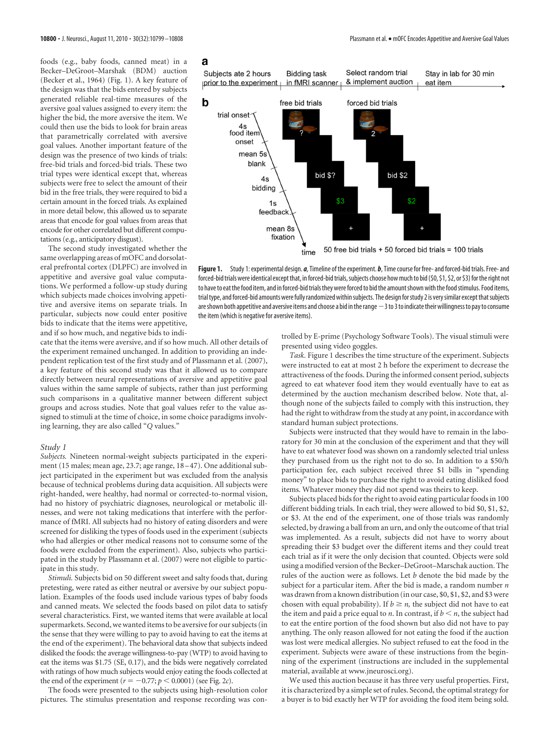foods (e.g., baby foods, canned meat) in a Becker–DeGroot–Marshak (BDM) auction (Becker et al., 1964) (Fig. 1). A key feature of the design was that the bids entered by subjects generated reliable real-time measures of the aversive goal values assigned to every item: the higher the bid, the more aversive the item. We could then use the bids to look for brain areas that parametrically correlated with aversive goal values. Another important feature of the design was the presence of two kinds of trials: free-bid trials and forced-bid trials. These two trial types were identical except that, whereas subjects were free to select the amount of their bid in the free trials, they were required to bid a certain amount in the forced trials. As explained in more detail below, this allowed us to separate areas that encode for goal values from areas that encode for other correlated but different computations (e.g., anticipatory disgust).

The second study investigated whether the same overlapping areas of mOFC and dorsolateral prefrontal cortex (DLPFC) are involved in appetitive and aversive goal value computations. We performed a follow-up study during which subjects made choices involving appetitive and aversive items on separate trials. In particular, subjects now could enter positive bids to indicate that the items were appetitive, and if so how much, and negative bids to indicate that the items were aversive, and if so how much. All other details of the experiment remained unchanged. In addition to providing an independent replication test of the first study and of Plassmann et al. (2007), a key feature of this second study was that it allowed us to compare directly between neural representations of aversive and appetitive goal values within the same sample of subjects, rather than just performing such comparisons in a qualitative manner between different subject groups and across studies. Note that goal values refer to the value assigned to stimuli at the time of choice, in some choice paradigms involving learning, they are also called "*Q* values."

**Figure 1.** Study 1: experimental design. ***a***, Timeline of the experiment. ***b***, Time course for free- and forced-bid trials. Free- and forced-bid trials were identical except that, in forced-bid trials, subjects choose how much to bid ($0, $1, $2, or $3) for the right not to have to eat the food item, and in forced-bid trials they were forced to bid the amount shown with the food stimulus. Food items, trial type, and forced-bid amounts were fully randomized within subjects. The design for study 2 is very similar except that subjects are shown both appetitive and aversive items and choose a bid in the range −3 to 3 to indicate their willingness to pay to consume the item (which is negative for aversive items).

### Study 1

*Subjects.* Nineteen normal-weight subjects participated in the experiment (15 males; mean age, 23.7; age range, 18–47). One additional subject participated in the experiment but was excluded from the analysis because of technical problems during data acquisition. All subjects were right-handed, were healthy, had normal or corrected-to-normal vision, had no history of psychiatric diagnoses, neurological or metabolic illnesses, and were not taking medications that interfere with the performance of fMRI. All subjects had no history of eating disorders and were screened for disliking the types of foods used in the experiment (subjects who had allergies or other medical reasons not to consume some of the foods were excluded from the experiment). Also, subjects who participated in the study by Plassmann et al. (2007) were not eligible to participate in this study.

*Stimuli.* Subjects bid on 50 different sweet and salty foods that, during pretesting, were rated as either neutral or aversive by our subject population. Examples of the foods used include various types of baby foods and canned meats. We selected the foods based on pilot data to satisfy several characteristics. First, we wanted items that were available at local supermarkets. Second, we wanted items to be aversive for our subjects (in the sense that they were willing to pay to avoid having to eat the items at the end of the experiment). The behavioral data show that subjects indeed disliked the foods: the average willingness-to-pay (WTP) to avoid having to eat the items was $1.75 (SE, 0.17), and the bids were negatively correlated with ratings of how much subjects would enjoy eating the foods collected at the end of the experiment ($r = -0.77$; $p < 0.0001$) (see Fig. 2*c*).

The foods were presented to the subjects using high-resolution color pictures. The stimulus presentation and response recording was controlled by E-prime (Psychology Software Tools). The visual stimuli were presented using video goggles.

*Task.* Figure 1 describes the time structure of the experiment. Subjects were instructed to eat at most 2 h before the experiment to decrease the attractiveness of the foods. During the informed consent period, subjects agreed to eat whatever food item they would eventually have to eat as determined by the auction mechanism described below. Note that, although none of the subjects failed to comply with this instruction, they had the right to withdraw from the study at any point, in accordance with standard human subject protections.

Subjects were instructed that they would have to remain in the laboratory for 30 min at the conclusion of the experiment and that they will have to eat whatever food was shown on a randomly selected trial unless they purchased from us the right not to do so. In addition to a $50/h participation fee, each subject received three $1 bills in "spending money" to place bids to purchase the right to avoid eating disliked food items. Whatever money they did not spend was theirs to keep.

Subjects placed bids for the right to avoid eating particular foods in 100 different bidding trials. In each trial, they were allowed to bid $0, $1, $2, or $3. At the end of the experiment, one of those trials was randomly selected, by drawing a ball from an urn, and only the outcome of that trial was implemented. As a result, subjects did not have to worry about spreading their $3 budget over the different items and they could treat each trial as if it were the only decision that counted. Objects were sold using a modified version of the Becker–DeGroot–Marschak auction. The rules of the auction were as follows. Let $b$ denote the bid made by the subject for a particular item. After the bid is made, a random number $n$ was drawn from a known distribution (in our case, $0, $1, $2, and $3 were chosen with equal probability). If $b \geq n$, the subject did not have to eat the item and paid a price equal to $n$. In contrast, if $b < n$, the subject had to eat the entire portion of the food shown but also did not have to pay anything. The only reason allowed for not eating the food if the auction was lost were medical allergies. No subject refused to eat the food in the experiment. Subjects were aware of these instructions from the beginning of the experiment (instructions are included in the supplemental material, available at www.jneurosci.org).

We used this auction because it has three very useful properties. First, it is characterized by a simple set of rules. Second, the optimal strategy for a buyer is to bid exactly her WTP for avoiding the food item being sold.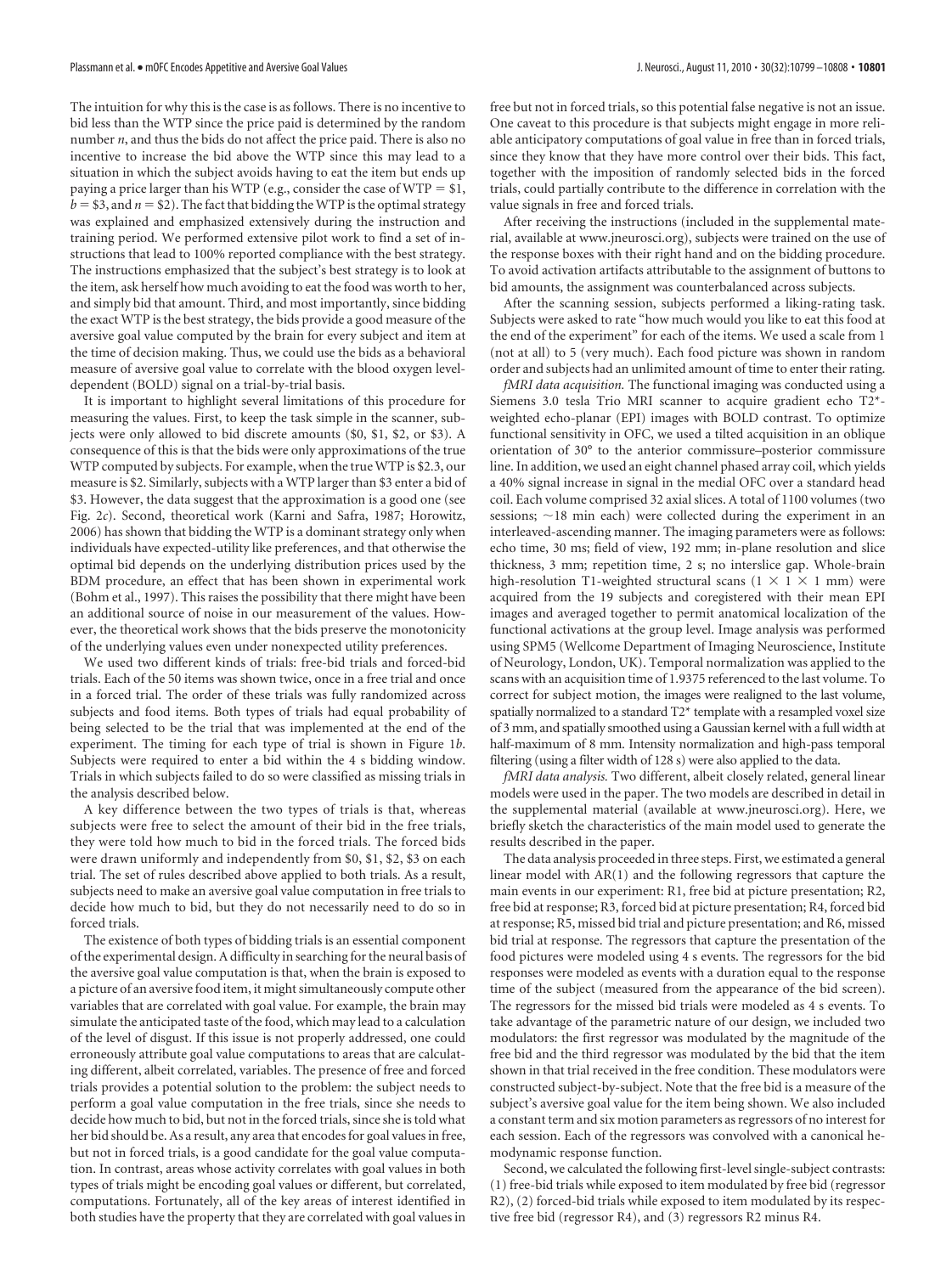The intuition for why this is the case is as follows. There is no incentive to bid less than the WTP since the price paid is determined by the random number *n*, and thus the bids do not affect the price paid. There is also no incentive to increase the bid above the WTP since this may lead to a situation in which the subject avoids having to eat the item but ends up paying a price larger than his WTP (e.g., consider the case of WTP = \$1, $b$ = \$3, and $n$ = \$2). The fact that bidding the WTP is the optimal strategy was explained and emphasized extensively during the instruction and training period. We performed extensive pilot work to find a set of instructions that lead to 100% reported compliance with the best strategy. The instructions emphasized that the subject's best strategy is to look at the item, ask herself how much avoiding to eat the food was worth to her, and simply bid that amount. Third, and most importantly, since bidding the exact WTP is the best strategy, the bids provide a good measure of the aversive goal value computed by the brain for every subject and item at the time of decision making. Thus, we could use the bids as a behavioral measure of aversive goal value to correlate with the blood oxygen level-dependent (BOLD) signal on a trial-by-trial basis.

It is important to highlight several limitations of this procedure for measuring the values. First, to keep the task simple in the scanner, subjects were only allowed to bid discrete amounts (\$0, \$1, \$2, or \$3). A consequence of this is that the bids were only approximations of the true WTP computed by subjects. For example, when the true WTP is \$2.3, our measure is \$2. Similarly, subjects with a WTP larger than \$3 enter a bid of \$3. However, the data suggest that the approximation is a good one (see Fig. 2*c*). Second, theoretical work (Karni and Safra, 1987; Horowitz, 2006) has shown that bidding the WTP is a dominant strategy only when individuals have expected-utility like preferences, and that otherwise the optimal bid depends on the underlying distribution prices used by the BDM procedure, an effect that has been shown in experimental work (Bohm et al., 1997). This raises the possibility that there might have been an additional source of noise in our measurement of the values. However, the theoretical work shows that the bids preserve the monotonicity of the underlying values even under nonexpected utility preferences.

We used two different kinds of trials: free-bid trials and forced-bid trials. Each of the 50 items was shown twice, once in a free trial and once in a forced trial. The order of these trials was fully randomized across subjects and food items. Both types of trials had equal probability of being selected to be the trial that was implemented at the end of the experiment. The timing for each type of trial is shown in Figure 1*b*. Subjects were required to enter a bid within the 4 s bidding window. Trials in which subjects failed to do so were classified as missing trials in the analysis described below.

A key difference between the two types of trials is that, whereas subjects were free to select the amount of their bid in the free trials, they were told how much to bid in the forced trials. The forced bids were drawn uniformly and independently from \$0, \$1, \$2, \$3 on each trial. The set of rules described above applied to both trials. As a result, subjects need to make an aversive goal value computation in free trials to decide how much to bid, but they do not necessarily need to do so in forced trials.

The existence of both types of bidding trials is an essential component of the experimental design. A difficulty in searching for the neural basis of the aversive goal value computation is that, when the brain is exposed to a picture of an aversive food item, it might simultaneously compute other variables that are correlated with goal value. For example, the brain may simulate the anticipated taste of the food, which may lead to a calculation of the level of disgust. If this issue is not properly addressed, one could erroneously attribute goal value computations to areas that are calculating different, albeit correlated, variables. The presence of free and forced trials provides a potential solution to the problem: the subject needs to perform a goal value computation in the free trials, since she needs to decide how much to bid, but not in the forced trials, since she is told what her bid should be. As a result, any area that encodes for goal values in free, but not in forced trials, is a good candidate for the goal value computation. In contrast, areas whose activity correlates with goal values in both types of trials might be encoding goal values or different, but correlated, computations. Fortunately, all of the key areas of interest identified in both studies have the property that they are correlated with goal values in free but not in forced trials, so this potential false negative is not an issue. One caveat to this procedure is that subjects might engage in more reliable anticipatory computations of goal value in free than in forced trials, since they know that they have more control over their bids. This fact, together with the imposition of randomly selected bids in the forced trials, could partially contribute to the difference in correlation with the value signals in free and forced trials.

After receiving the instructions (included in the supplemental material, available at www.jneurosci.org), subjects were trained on the use of the response boxes with their right hand and on the bidding procedure. To avoid activation artifacts attributable to the assignment of buttons to bid amounts, the assignment was counterbalanced across subjects.

After the scanning session, subjects performed a liking-rating task. Subjects were asked to rate "how much would you like to eat this food at the end of the experiment" for each of the items. We used a scale from 1 (not at all) to 5 (very much). Each food picture was shown in random order and subjects had an unlimited amount of time to enter their rating.

*fMRI data acquisition.* The functional imaging was conducted using a Siemens 3.0 tesla Trio MRI scanner to acquire gradient echo T2*-weighted echo-planar (EPI) images with BOLD contrast. To optimize functional sensitivity in OFC, we used a tilted acquisition in an oblique orientation of 30° to the anterior commissure–posterior commissure line. In addition, we used an eight channel phased array coil, which yields a 40% signal increase in signal in the medial OFC over a standard head coil. Each volume comprised 32 axial slices. A total of 1100 volumes (two sessions; ~18 min each) were collected during the experiment in an interleaved-ascending manner. The imaging parameters were as follows: echo time, 30 ms; field of view, 192 mm; in-plane resolution and slice thickness, 3 mm; repetition time, 2 s; no interslice gap. Whole-brain high-resolution T1-weighted structural scans (1 × 1 × 1 mm) were acquired from the 19 subjects and coregistered with their mean EPI images and averaged together to permit anatomical localization of the functional activations at the group level. Image analysis was performed using SPM5 (Wellcome Department of Imaging Neuroscience, Institute of Neurology, London, UK). Temporal normalization was applied to the scans with an acquisition time of 1.9375 referenced to the last volume. To correct for subject motion, the images were realigned to the last volume, spatially normalized to a standard T2* template with a resampled voxel size of 3 mm, and spatially smoothed using a Gaussian kernel with a full width at half-maximum of 8 mm. Intensity normalization and high-pass temporal filtering (using a filter width of 128 s) were also applied to the data.

*fMRI data analysis.* Two different, albeit closely related, general linear models were used in the paper. The two models are described in detail in the supplemental material (available at www.jneurosci.org). Here, we briefly sketch the characteristics of the main model used to generate the results described in the paper.

The data analysis proceeded in three steps. First, we estimated a general linear model with AR(1) and the following regressors that capture the main events in our experiment: R1, free bid at picture presentation; R2, free bid at response; R3, forced bid at picture presentation; R4, forced bid at response; R5, missed bid trial and picture presentation; and R6, missed bid trial at response. The regressors that capture the presentation of the food pictures were modeled using 4 s events. The regressors for the bid responses were modeled as events with a duration equal to the response time of the subject (measured from the appearance of the bid screen). The regressors for the missed bid trials were modeled as 4 s events. To take advantage of the parametric nature of our design, we included two modulators: the first regressor was modulated by the magnitude of the free bid and the third regressor was modulated by the bid that the item shown in that trial received in the free condition. These modulators were constructed subject-by-subject. Note that the free bid is a measure of the subject's aversive goal value for the item being shown. We also included a constant term and six motion parameters as regressors of no interest for each session. Each of the regressors was convolved with a canonical hemodynamic response function.

Second, we calculated the following first-level single-subject contrasts: (1) free-bid trials while exposed to item modulated by free bid (regressor R2), (2) forced-bid trials while exposed to item modulated by its respective free bid (regressor R4), and (3) regressors R2 minus R4.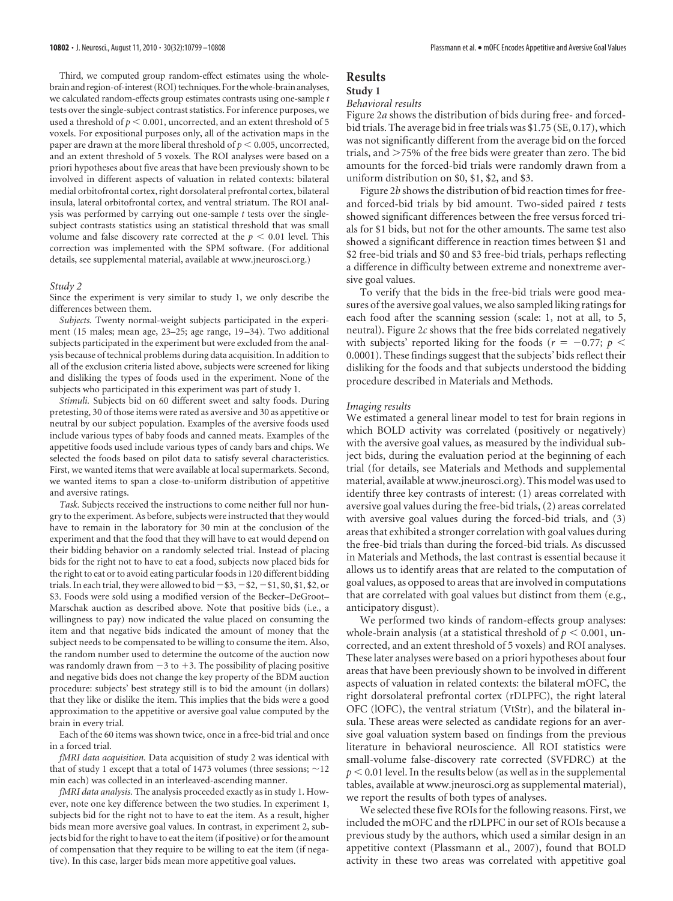Third, we computed group random-effect estimates using the whole-brain and region-of-interest (ROI) techniques. For the whole-brain analyses, we calculated random-effects group estimates contrasts using one-sample $t$ tests over the single-subject contrast statistics. For inference purposes, we used a threshold of $p < 0.001$, uncorrected, and an extent threshold of 5 voxels. For expositional purposes only, all of the activation maps in the paper are drawn at the more liberal threshold of $p < 0.005$, uncorrected, and an extent threshold of 5 voxels. The ROI analyses were based on a priori hypotheses about five areas that have been previously shown to be involved in different aspects of valuation in related contexts: bilateral medial orbitofrontal cortex, right dorsolateral prefrontal cortex, bilateral insula, lateral orbitofrontal cortex, and ventral striatum. The ROI analysis was performed by carrying out one-sample $t$ tests over the single-subject contrasts statistics using an statistical threshold that was small volume and false discovery rate corrected at the $p < 0.01$ level. This correction was implemented with the SPM software. (For additional details, see supplemental material, available at www.jneurosci.org.)

*Study 2*

Since the experiment is very similar to study 1, we only describe the differences between them.

*Subjects.* Twenty normal-weight subjects participated in the experiment (15 males; mean age, 23–25; age range, 19–34). Two additional subjects participated in the experiment but were excluded from the analysis because of technical problems during data acquisition. In addition to all of the exclusion criteria listed above, subjects were screened for liking and disliking the types of foods used in the experiment. None of the subjects who participated in this experiment was part of study 1.

*Stimuli.* Subjects bid on 60 different sweet and salty foods. During pretesting, 30 of those items were rated as aversive and 30 as appetitive or neutral by our subject population. Examples of the aversive foods used include various types of baby foods and canned meats. Examples of the appetitive foods used include various types of candy bars and chips. We selected the foods based on pilot data to satisfy several characteristics. First, we wanted items that were available at local supermarkets. Second, we wanted items to span a close-to-uniform distribution of appetitive and aversive ratings.

*Task.* Subjects received the instructions to come neither full nor hungry to the experiment. As before, subjects were instructed that they would have to remain in the laboratory for 30 min at the conclusion of the experiment and that the food that they will have to eat would depend on their bidding behavior on a randomly selected trial. Instead of placing bids for the right not to have to eat a food, subjects now placed bids for the right to eat or to avoid eating particular foods in 120 different bidding trials. In each trial, they were allowed to bid −\$3, −\$2, −\$1, \$0, \$1, \$2, or \$3. Foods were sold using a modified version of the Becker–DeGroot–Marschak auction as described above. Note that positive bids (i.e., a willingness to pay) now indicated the value placed on consuming the item and that negative bids indicated the amount of money that the subject needs to be compensated to be willing to consume the item. Also, the random number used to determine the outcome of the auction now was randomly drawn from −3 to +3. The possibility of placing positive and negative bids does not change the key property of the BDM auction procedure: subjects' best strategy still is to bid the amount (in dollars) that they like or dislike the item. This implies that the bids were a good approximation to the appetitive or aversive goal value computed by the brain in every trial.

Each of the 60 items was shown twice, once in a free-bid trial and once in a forced trial.

*fMRI data acquisition.* Data acquisition of study 2 was identical with that of study 1 except that a total of 1473 volumes (three sessions; ~12 min each) was collected in an interleaved-ascending manner.

*fMRI data analysis.* The analysis proceeded exactly as in study 1. However, note one key difference between the two studies. In experiment 1, subjects bid for the right not to have to eat the item. As a result, higher bids mean more aversive goal values. In contrast, in experiment 2, subjects bid for the right to have to eat the item (if positive) or for the amount of compensation that they require to be willing to eat the item (if negative). In this case, larger bids mean more appetitive goal values.

# Results

## Study 1

### Behavioral results

Figure 2*a* shows the distribution of bids during free- and forced-bid trials. The average bid in free trials was \$1.75 (SE, 0.17), which was not significantly different from the average bid on the forced trials, and >75% of the free bids were greater than zero. The bid amounts for the forced-bid trials were randomly drawn from a uniform distribution on \$0, \$1, \$2, and \$3.

Figure 2*b* shows the distribution of bid reaction times for free- and forced-bid trials by bid amount. Two-sided paired $t$ tests showed significant differences between the free versus forced trials for \$1 bids, but not for the other amounts. The same test also showed a significant difference in reaction times between \$1 and \$2 free-bid trials and \$0 and \$3 free-bid trials, perhaps reflecting a difference in difficulty between extreme and nonextreme aversive goal values.

To verify that the bids in the free-bid trials were good measures of the aversive goal values, we also sampled liking ratings for each food after the scanning session (scale: 1, not at all, to 5, neutral). Figure 2*c* shows that the free bids correlated negatively with subjects' reported liking for the foods ($r = -0.77$; $p < 0.0001$). These findings suggest that the subjects' bids reflect their disliking for the foods and that subjects understood the bidding procedure described in Materials and Methods.

### Imaging results

We estimated a general linear model to test for brain regions in which BOLD activity was correlated (positively or negatively) with the aversive goal values, as measured by the individual subject bids, during the evaluation period at the beginning of each trial (for details, see Materials and Methods and supplemental material, available at www.jneurosci.org). This model was used to identify three key contrasts of interest: (1) areas correlated with aversive goal values during the free-bid trials, (2) areas correlated with aversive goal values during the forced-bid trials, and (3) areas that exhibited a stronger correlation with goal values during the free-bid trials than during the forced-bid trials. As discussed in Materials and Methods, the last contrast is essential because it allows us to identify areas that are related to the computation of goal values, as opposed to areas that are involved in computations that are correlated with goal values but distinct from them (e.g., anticipatory disgust).

We performed two kinds of random-effects group analyses: whole-brain analysis (at a statistical threshold of $p < 0.001$, uncorrected, and an extent threshold of 5 voxels) and ROI analyses. These later analyses were based on a priori hypotheses about four areas that have been previously shown to be involved in different aspects of valuation in related contexts: the bilateral mOFC, the right dorsolateral prefrontal cortex (rDLPFC), the right lateral OFC (lOFC), the ventral striatum (VtStr), and the bilateral insula. These areas were selected as candidate regions for an aversive goal valuation system based on findings from the previous literature in behavioral neuroscience. All ROI statistics were small-volume false-discovery rate corrected (SVFDRC) at the $p < 0.01$ level. In the results below (as well as in the supplemental tables, available at www.jneurosci.org as supplemental material), we report the results of both types of analyses.

We selected these five ROIs for the following reasons. First, we included the mOFC and the rDLPFC in our set of ROIs because a previous study by the authors, which used a similar design in an appetitive context (Plassmann et al., 2007), found that BOLD activity in these two areas was correlated with appetitive goal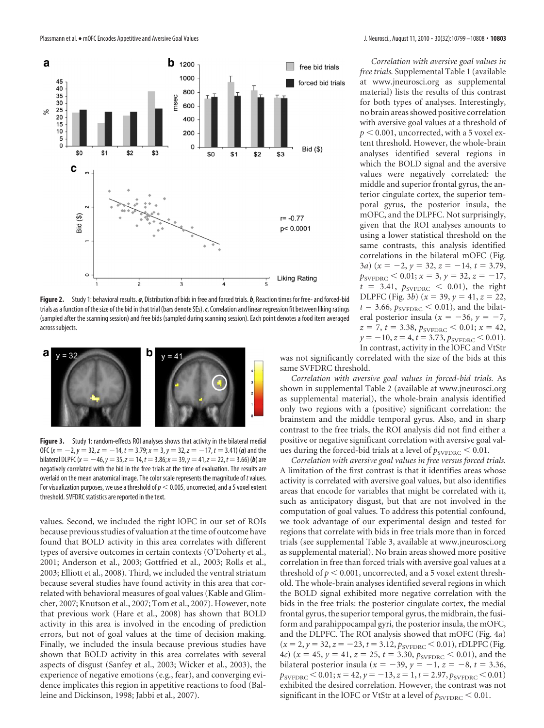Figure 2. Study 1: behavioral results. ***a***, Distribution of bids in free and forced trials. ***b***, Reaction times for free- and forced-bid trials as a function of the size of the bid in that trial (bars denote SEs). ***c***, Correlation and linear regression fit between liking ratings (sampled after the scanning session) and free bids (sampled during scanning session). Each point denotes a food item averaged across subjects.

Figure 3. Study 1: random-effects ROI analyses shows that activity in the bilateral medial OFC ($x = -2, y = 32, z = -14, t = 3.79; x = 3, y = 32, z = -17, t = 3.41$) (***a***) and the bilateral DLPFC ($x = -46, y = 35, z = 14, t = 3.86; x = 39, y = 41, z = 22, t = 3.66$) (***b***) are negatively correlated with the bid in the free trials at the time of evaluation. The results are overlaid on the mean anatomical image. The color scale represents the magnitude of $t$ values. For visualization purposes, we use a threshold of $p < 0.005$, uncorrected, and a 5 voxel extent threshold. SVFDRC statistics are reported in the text.

values. Second, we included the right lOFC in our set of ROIs because previous studies of valuation at the time of outcome have found that BOLD activity in this area correlates with different types of aversive outcomes in certain contexts (O'Doherty et al., 2001; Anderson et al., 2003; Gottfried et al., 2003; Rolls et al., 2003; Elliott et al., 2008). Third, we included the ventral striatum because several studies have found activity in this area that correlated with behavioral measures of goal values (Kable and Glimcher, 2007; Knutson et al., 2007; Tom et al., 2007). However, note that previous work (Hare et al., 2008) has shown that BOLD activity in this area is involved in the encoding of prediction errors, but not of goal values at the time of decision making. Finally, we included the insula because previous studies have shown that BOLD activity in this area correlates with several aspects of disgust (Sanfey et al., 2003; Wicker et al., 2003), the experience of negative emotions (e.g., fear), and converging evidence implicates this region in appetitive reactions to food (Balleine and Dickinson, 1998; Jabbi et al., 2007).

*Correlation with aversive goal values in free trials.* Supplemental Table 1 (available at www.jneurosci.org as supplemental material) lists the results of this contrast for both types of analyses. Interestingly, no brain areas showed positive correlation with aversive goal values at a threshold of $p < 0.001$, uncorrected, with a 5 voxel extent threshold. However, the whole-brain analyses identified several regions in which the BOLD signal and the aversive values were negatively correlated: the middle and superior frontal gyrus, the anterior cingulate cortex, the superior temporal gyrus, the posterior insula, the mOFC, and the DLPFC. Not surprisingly, given that the ROI analyses amounts to using a lower statistical threshold on the same contrasts, this analysis identified correlations in the bilateral mOFC (Fig. 3*a*) ($x = -2$, $y = 32$, $z = -14$, $t = 3.79$, $p_{\mathrm{SVFDRC}} < 0.01$; $x = 3$, $y = 32$, $z = -17$, $t = 3.41$, $p_{\mathrm{SVFDRC}} < 0.01$), the right DLPFC (Fig. 3*b*) ($x = 39$, $y = 41$, $z = 22$, $t = 3.66$, $p_{\mathrm{SVFDRC}} < 0.01$), and the bilateral posterior insula ($x = -36$, $y = -7$, $z = 7$, $t = 3.38$, $p_{\mathrm{SVFDRC}} < 0.01$; $x = 42$, $y = -10$, $z = 4$, $t = 3.73$, $p_{\mathrm{SVFDRC}} < 0.01$). In contrast, activity in the lOFC and VtStr was not significantly correlated with the size of the bids at this same SVFDRC threshold.

*Correlation with aversive goal values in forced-bid trials.* As shown in supplemental Table 2 (available at www.jneurosci.org as supplemental material), the whole-brain analysis identified only two regions with a (positive) significant correlation: the brainstem and the middle temporal gyrus. Also, and in sharp contrast to the free trials, the ROI analysis did not find either a positive or negative significant correlation with aversive goal values during the forced-bid trials at a level of $p_{\mathrm{SVFDRC}} < 0.01$.

*Correlation with aversive goal values in free versus forced trials.* A limitation of the first contrast is that it identifies areas whose activity is correlated with aversive goal values, but also identifies areas that encode for variables that might be correlated with it, such as anticipatory disgust, but that are not involved in the computation of goal values. To address this potential confound, we took advantage of our experimental design and tested for regions that correlate with bids in free trials more than in forced trials (see supplemental Table 3, available at www.jneurosci.org as supplemental material). No brain areas showed more positive correlation in free than forced trials with aversive goal values at a threshold of $p < 0.001$, uncorrected, and a 5 voxel extent threshold. The whole-brain analyses identified several regions in which the BOLD signal exhibited more negative correlation with the bids in the free trials: the posterior cingulate cortex, the medial frontal gyrus, the superior temporal gyrus, the midbrain, the fusiform and parahippocampal gyri, the posterior insula, the mOFC, and the DLPFC. The ROI analysis showed that mOFC (Fig. 4*a*) ($x = 2$, $y = 32$, $z = -23$, $t = 3.12$, $p_{\mathrm{SVFDRC}} < 0.01$), rDLPFC (Fig. 4*c*) ($x = 45$, $y = 41$, $z = 25$, $t = 3.30$, $p_{\mathrm{SVFDRC}} < 0.01$), and the bilateral posterior insula ($x = -39$, $y = -1$, $z = -8$, $t = 3.36$, $p_{\mathrm{SVFDRC}} < 0.01$; $x = 42$, $y = -13$, $z = 1$, $t = 2.97$, $p_{\mathrm{SVFDRC}} < 0.01$) exhibited the desired correlation. However, the contrast was not significant in the lOFC or VtStr at a level of $p_{\mathrm{SVFDRC}} < 0.01$.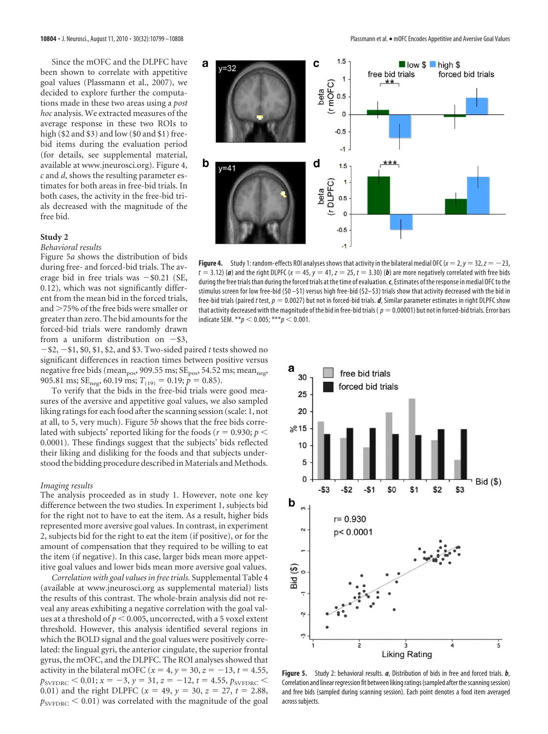Since the mOFC and the DLPFC have been shown to correlate with appetitive goal values (Plassmann et al., 2007), we decided to explore further the computations made in these two areas using a *post hoc* analysis. We extracted measures of the average response in these two ROIs to high ($2 and $3) and low ($0 and $1) free-bid items during the evaluation period (for details, see supplemental material, available at www.jneurosci.org). Figure 4, *c* and *d*, shows the resulting parameter estimates for both areas in free-bid trials. In both cases, the activity in the free-bid trials decreased with the magnitude of the free bid.

**Figure 4.** Study 1: random-effects ROI analyses shows that activity in the bilateral medial OFC ($x = 2, y = 32, z = -23, t = 3.12$) (***a***) and the right DLPFC ($x = 45, y = 41, z = 25, t = 3.30$) (***b***) are more negatively correlated with free bids during the free trials than during the forced trials at the time of evaluation. ***c***, Estimates of the response in medial OFC to the stimulus screen for low free-bid ($0–$1) versus high free-bid ($2–$3) trials show that activity decreased with the bid in free-bid trials (paired *t* test, $p = 0.0027$) but not in forced-bid trials. ***d***, Similar parameter estimates in right DLPFC show that activity decreased with the magnitude of the bid in free-bid trials ($p = 0.00001$) but not in forced-bid trials. Error bars indicate SEM. $^{**}p < 0.005$; $^{***}p < 0.001$.

### Study 2

*Behavioral results*

Figure 5*a* shows the distribution of bids during free- and forced-bid trials. The average bid in free trials was −$0.21 (SE, 0.12), which was not significantly different from the mean bid in the forced trials, and >75% of the free bids were smaller or greater than zero. The bid amounts for the forced-bid trials were randomly drawn from a uniform distribution on −$3, −$2, −$1, $0, $1, $2, and $3. Two-sided paired *t* tests showed no significant differences in reaction times between positive versus negative free bids ($\text{mean}_{\text{pos}}$, 909.55 ms; $\text{SE}_{\text{pos}}$, 54.52 ms; $\text{mean}_{\text{neg}}$, 905.81 ms; $\text{SE}_{\text{neg}}$, 60.19 ms; $T_{(19)} = 0.19$; $p = 0.85$).

To verify that the bids in the free-bid trials were good measures of the aversive and appetitive goal values, we also sampled liking ratings for each food after the scanning session (scale: 1, not at all, to 5, very much). Figure 5*b* shows that the free bids correlated with subjects' reported liking for the foods ($r = 0.930$; $p < 0.0001$). These findings suggest that the subjects' bids reflected their liking and disliking for the foods and that subjects understood the bidding procedure described in Materials and Methods.

*Imaging results*

The analysis proceeded as in study 1. However, note one key difference between the two studies. In experiment 1, subjects bid for the right not to have to eat the item. As a result, higher bids represented more aversive goal values. In contrast, in experiment 2, subjects bid for the right to eat the item (if positive), or for the amount of compensation that they required to be willing to eat the item (if negative). In this case, larger bids mean more appetitive goal values and lower bids mean more aversive goal values.

*Correlation with goal values in free trials.* Supplemental Table 4 (available at www.jneurosci.org as supplemental material) lists the results of this contrast. The whole-brain analysis did not reveal any areas exhibiting a negative correlation with the goal values at a threshold of $p < 0.005$, uncorrected, with a 5 voxel extent threshold. However, this analysis identified several regions in which the BOLD signal and the goal values were positively correlated: the lingual gyri, the anterior cingulate, the superior frontal gyrus, the mOFC, and the DLPFC. The ROI analyses showed that activity in the bilateral mOFC ($x = 4, y = 30, z = -13, t = 4.55, p_{\text{SVFDRC}} < 0.01$; $x = -3, y = 31, z = -12, t = 4.55, p_{\text{SVFDRC}} < 0.01$) and the right DLPFC ($x = 49, y = 30, z = 27, t = 2.88, p_{\text{SVFDRC}} < 0.01$) was correlated with the magnitude of the goal

**Figure 5.** Study 2: behavioral results. ***a***, Distribution of bids in free and forced trials. ***b***, Correlation and linear regression fit between liking ratings (sampled after the scanning session) and free bids (sampled during scanning session). Each point denotes a food item averaged across subjects.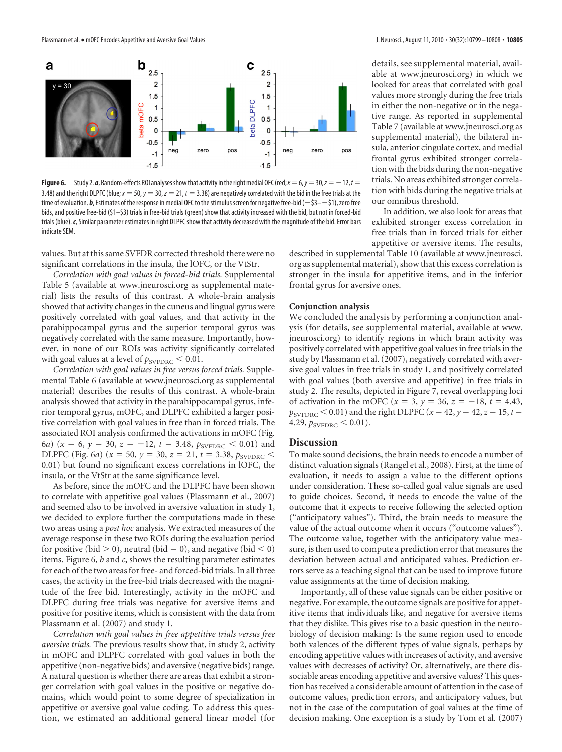**Figure 6.** Study 2. ***a***, Random-effects ROI analyses show that activity in the right medial OFC (red; $x = 6, y = 30, z = -12, t = 3.48$) and the right DLPFC (blue; $x = 50, y = 30, z = 21, t = 3.38$) are negatively correlated with the bid in the free trials at the time of evaluation. ***b***, Estimates of the response in medial OFC to the stimulus screen for negative free-bid ($-\$3$–$-\$1$), zero free bids, and positive free-bid (\$1–\$3) trials in free-bid trials (green) show that activity increased with the bid, but not in forced-bid trials (blue). ***c***, Similar parameter estimates in right DLPFC show that activity decreased with the magnitude of the bid. Error bars indicate SEM.

values. But at this same SVFDR corrected threshold there were no significant correlations in the insula, the lOFC, or the VtStr.

*Correlation with goal values in forced-bid trials.* Supplemental Table 5 (available at www.jneurosci.org as supplemental material) lists the results of this contrast. A whole-brain analysis showed that activity changes in the cuneus and lingual gyrus were positively correlated with goal values, and that activity in the parahippocampal gyrus and the superior temporal gyrus was negatively correlated with the same measure. Importantly, however, in none of our ROIs was activity significantly correlated with goal values at a level of $p_{\mathrm{SVFDRC}} < 0.01$.

*Correlation with goal values in free versus forced trials.* Supplemental Table 6 (available at www.jneurosci.org as supplemental material) describes the results of this contrast. A whole-brain analysis showed that activity in the parahippocampal gyrus, inferior temporal gyrus, mOFC, and DLPFC exhibited a larger positive correlation with goal values in free than in forced trials. The associated ROI analysis confirmed the activations in mOFC (Fig. 6*a*) ($x = 6$, $y = 30$, $z = -12$, $t = 3.48$, $p_{\mathrm{SVFDRC}} < 0.01$) and DLPFC (Fig. 6*a*) ($x = 50$, $y = 30$, $z = 21$, $t = 3.38$, $p_{\mathrm{SVFDRC}} < 0.01$) but found no significant excess correlations in lOFC, the insula, or the VtStr at the same significance level.

As before, since the mOFC and the DLPFC have been shown to correlate with appetitive goal values (Plassmann et al., 2007) and seemed also to be involved in aversive valuation in study 1, we decided to explore further the computations made in these two areas using a *post hoc* analysis. We extracted measures of the average response in these two ROIs during the evaluation period for positive (bid $> 0$), neutral (bid $= 0$), and negative (bid $< 0$) items. Figure 6, *b* and *c*, shows the resulting parameter estimates for each of the two areas for free- and forced-bid trials. In all three cases, the activity in the free-bid trials decreased with the magnitude of the free bid. Interestingly, activity in the mOFC and DLPFC during free trials was negative for aversive items and positive for positive items, which is consistent with the data from Plassmann et al. (2007) and study 1.

*Correlation with goal values in free appetitive trials versus free aversive trials.* The previous results show that, in study 2, activity in mOFC and DLPFC correlated with goal values in both the appetitive (non-negative bids) and aversive (negative bids) range. A natural question is whether there are areas that exhibit a stronger correlation with goal values in the positive or negative domains, which would point to some degree of specialization in appetitive or aversive goal value coding. To address this question, we estimated an additional general linear model (for details, see supplemental material, available at www.jneurosci.org) in which we looked for areas that correlated with goal values more strongly during the free trials in either the non-negative or in the negative range. As reported in supplemental Table 7 (available at www.jneurosci.org as supplemental material), the bilateral insula, anterior cingulate cortex, and medial frontal gyrus exhibited stronger correlation with the bids during the non-negative trials. No areas exhibited stronger correlation with bids during the negative trials at our omnibus threshold.

In addition, we also look for areas that exhibited stronger excess correlation in free trials than in forced trials for either appetitive or aversive items. The results, described in supplemental Table 10 (available at www.jneurosci.org as supplemental material), show that this excess correlation is stronger in the insula for appetitive items, and in the inferior frontal gyrus for aversive ones.

### Conjunction analysis

We concluded the analysis by performing a conjunction analysis (for details, see supplemental material, available at www.jneurosci.org) to identify regions in which brain activity was positively correlated with appetitive goal values in free trials in the study by Plassmann et al. (2007), negatively correlated with aversive goal values in free trials in study 1, and positively correlated with goal values (both aversive and appetitive) in free trials in study 2. The results, depicted in Figure 7, reveal overlapping loci of activation in the mOFC ($x = 3$, $y = 36$, $z = -18$, $t = 4.43$, $p_{\mathrm{SVFDRC}} < 0.01$) and the right DLPFC ($x = 42$, $y = 42$, $z = 15$, $t = 4.29$, $p_{\mathrm{SVFDRC}} < 0.01$).

## Discussion

To make sound decisions, the brain needs to encode a number of distinct valuation signals (Rangel et al., 2008). First, at the time of evaluation, it needs to assign a value to the different options under consideration. These so-called goal value signals are used to guide choices. Second, it needs to encode the value of the outcome that it expects to receive following the selected option ("anticipatory values"). Third, the brain needs to measure the value of the actual outcome when it occurs ("outcome values"). The outcome value, together with the anticipatory value measure, is then used to compute a prediction error that measures the deviation between actual and anticipated values. Prediction errors serve as a teaching signal that can be used to improve future value assignments at the time of decision making.

Importantly, all of these value signals can be either positive or negative. For example, the outcome signals are positive for appetitive items that individuals like, and negative for aversive items that they dislike. This gives rise to a basic question in the neurobiology of decision making: Is the same region used to encode both valences of the different types of value signals, perhaps by encoding appetitive values with increases of activity, and aversive values with decreases of activity? Or, alternatively, are there dissociable areas encoding appetitive and aversive values? This question has received a considerable amount of attention in the case of outcome values, prediction errors, and anticipatory values, but not in the case of the computation of goal values at the time of decision making. One exception is a study by Tom et al. (2007)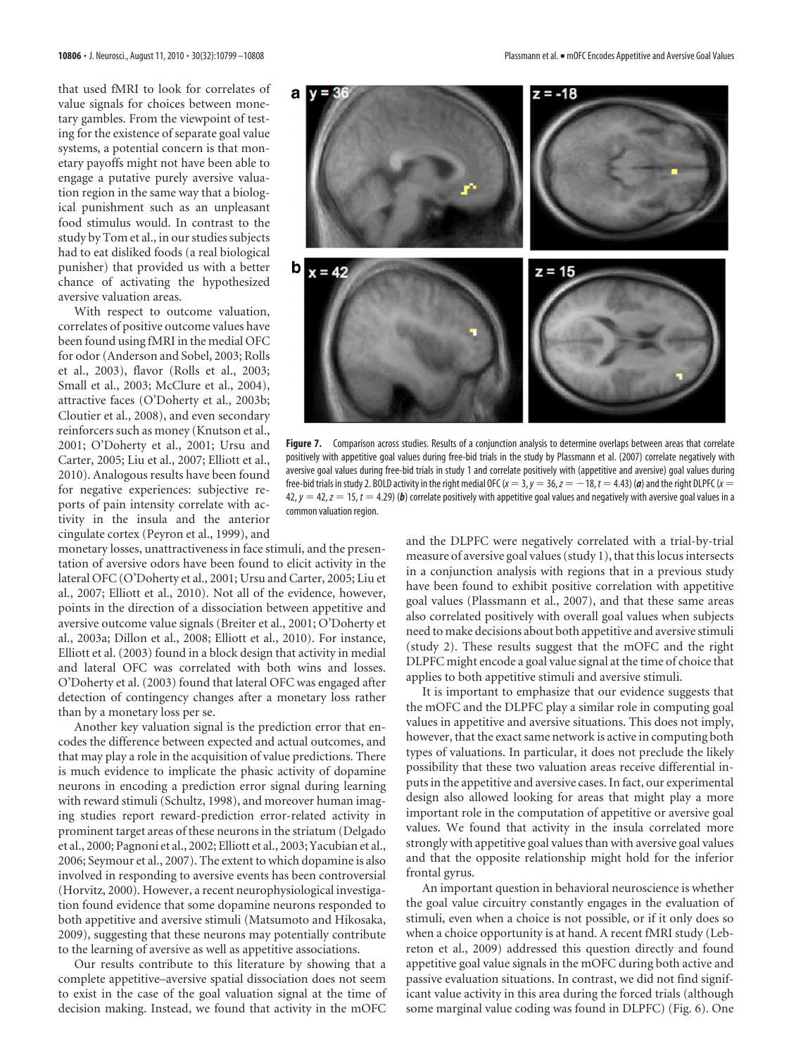that used fMRI to look for correlates of value signals for choices between monetary gambles. From the viewpoint of testing for the existence of separate goal value systems, a potential concern is that monetary payoffs might not have been able to engage a putative purely aversive valuation region in the same way that a biological punishment such as an unpleasant food stimulus would. In contrast to the study by Tom et al., in our studies subjects had to eat disliked foods (a real biological punisher) that provided us with a better chance of activating the hypothesized aversive valuation areas.

With respect to outcome valuation, correlates of positive outcome values have been found using fMRI in the medial OFC for odor (Anderson and Sobel, 2003; Rolls et al., 2003), flavor (Rolls et al., 2003; Small et al., 2003; McClure et al., 2004), attractive faces (O'Doherty et al., 2003b; Cloutier et al., 2008), and even secondary reinforcers such as money (Knutson et al., 2001; O'Doherty et al., 2001; Ursu and Carter, 2005; Liu et al., 2007; Elliott et al., 2010). Analogous results have been found for negative experiences: subjective reports of pain intensity correlate with activity in the insula and the anterior cingulate cortex (Peyron et al., 1999), and monetary losses, unattractiveness in face stimuli, and the presentation of aversive odors have been found to elicit activity in the lateral OFC (O'Doherty et al., 2001; Ursu and Carter, 2005; Liu et al., 2007; Elliott et al., 2010). Not all of the evidence, however, points in the direction of a dissociation between appetitive and aversive outcome value signals (Breiter et al., 2001; O'Doherty et al., 2003a; Dillon et al., 2008; Elliott et al., 2010). For instance, Elliott et al. (2003) found in a block design that activity in medial and lateral OFC was correlated with both wins and losses. O'Doherty et al. (2003) found that lateral OFC was engaged after detection of contingency changes after a monetary loss rather than by a monetary loss per se.

Another key valuation signal is the prediction error that encodes the difference between expected and actual outcomes, and that may play a role in the acquisition of value predictions. There is much evidence to implicate the phasic activity of dopamine neurons in encoding a prediction error signal during learning with reward stimuli (Schultz, 1998), and moreover human imaging studies report reward-prediction error-related activity in prominent target areas of these neurons in the striatum (Delgado et al., 2000; Pagnoni et al., 2002; Elliott et al., 2003; Yacubian et al., 2006; Seymour et al., 2007). The extent to which dopamine is also involved in responding to aversive events has been controversial (Horvitz, 2000). However, a recent neurophysiological investigation found evidence that some dopamine neurons responded to both appetitive and aversive stimuli (Matsumoto and Hikosaka, 2009), suggesting that these neurons may potentially contribute to the learning of aversive as well as appetitive associations.

Our results contribute to this literature by showing that a complete appetitive–aversive spatial dissociation does not seem to exist in the case of the goal valuation signal at the time of decision making. Instead, we found that activity in the mOFC and the DLPFC were negatively correlated with a trial-by-trial measure of aversive goal values (study 1), that this locus intersects in a conjunction analysis with regions that in a previous study have been found to exhibit positive correlation with appetitive goal values (Plassmann et al., 2007), and that these same areas also correlated positively with overall goal values when subjects need to make decisions about both appetitive and aversive stimuli (study 2). These results suggest that the mOFC and the right DLPFC might encode a goal value signal at the time of choice that applies to both appetitive stimuli and aversive stimuli.

**Figure 7.** Comparison across studies. Results of a conjunction analysis to determine overlaps between areas that correlate positively with appetitive goal values during free-bid trials in the study by Plassmann et al. (2007) correlate negatively with aversive goal values during free-bid trials in study 1 and correlate positively with (appetitive and aversive) goal values during free-bid trials in study 2. BOLD activity in the right medial OFC ($x = 3, y = 36, z = -18, t = 4.43$) (***a***) and the right DLPFC ($x = 42, y = 42, z = 15, t = 4.29$) (***b***) correlate positively with appetitive goal values and negatively with aversive goal values in a common valuation region.

It is important to emphasize that our evidence suggests that the mOFC and the DLPFC play a similar role in computing goal values in appetitive and aversive situations. This does not imply, however, that the exact same network is active in computing both types of valuations. In particular, it does not preclude the likely possibility that these two valuation areas receive differential inputs in the appetitive and aversive cases. In fact, our experimental design also allowed looking for areas that might play a more important role in the computation of appetitive or aversive goal values. We found that activity in the insula correlated more strongly with appetitive goal values than with aversive goal values and that the opposite relationship might hold for the inferior frontal gyrus.

An important question in behavioral neuroscience is whether the goal value circuitry constantly engages in the evaluation of stimuli, even when a choice is not possible, or if it only does so when a choice opportunity is at hand. A recent fMRI study (Lebreton et al., 2009) addressed this question directly and found appetitive goal value signals in the mOFC during both active and passive evaluation situations. In contrast, we did not find significant value activity in this area during the forced trials (although some marginal value coding was found in DLPFC) (Fig. 6). One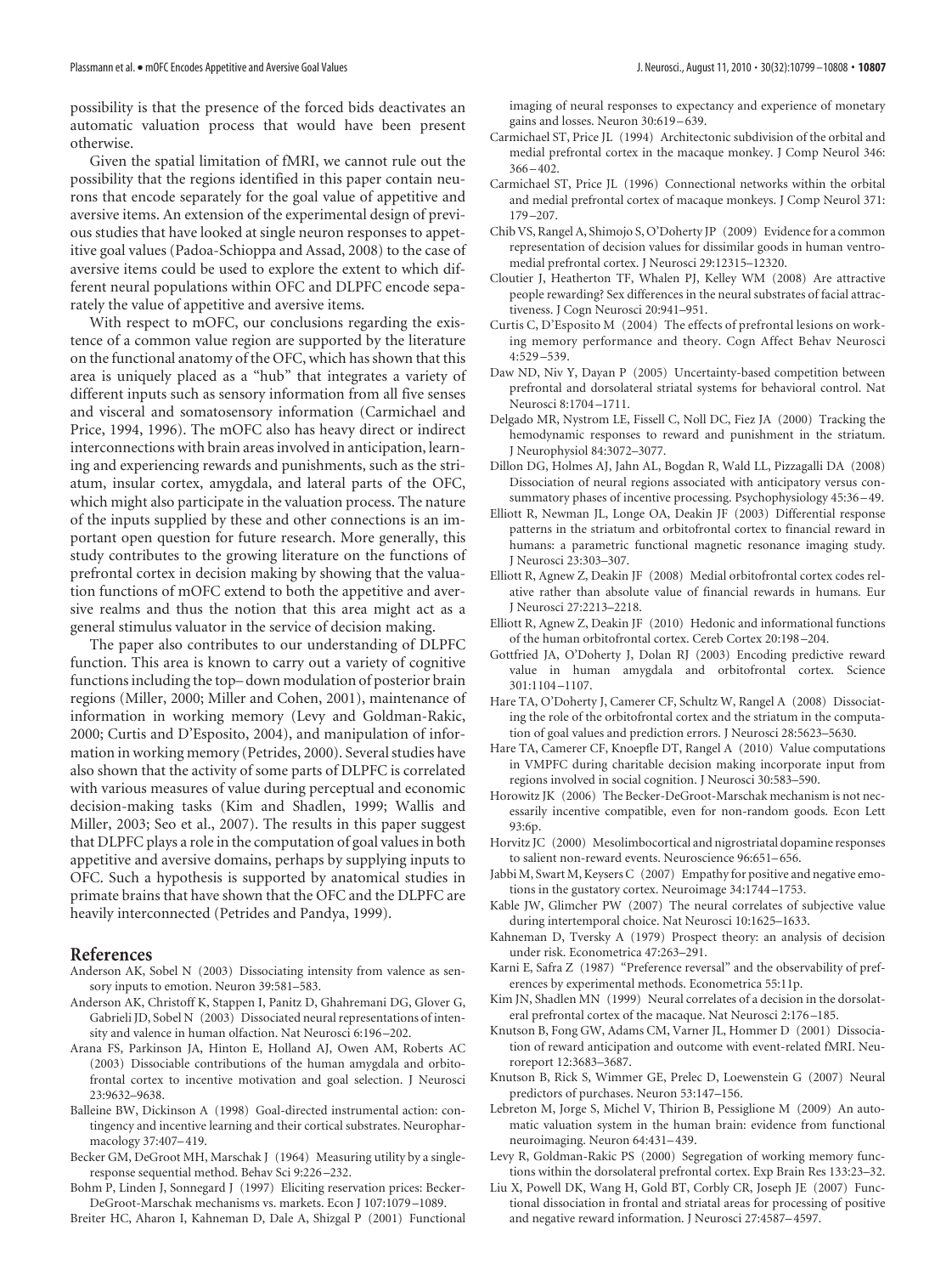possibility is that the presence of the forced bids deactivates an automatic valuation process that would have been present otherwise.

Given the spatial limitation of fMRI, we cannot rule out the possibility that the regions identified in this paper contain neurons that encode separately for the goal value of appetitive and aversive items. An extension of the experimental design of previous studies that have looked at single neuron responses to appetitive goal values (Padoa-Schioppa and Assad, 2008) to the case of aversive items could be used to explore the extent to which different neural populations within OFC and DLPFC encode separately the value of appetitive and aversive items.

With respect to mOFC, our conclusions regarding the existence of a common value region are supported by the literature on the functional anatomy of the OFC, which has shown that this area is uniquely placed as a "hub" that integrates a variety of different inputs such as sensory information from all five senses and visceral and somatosensory information (Carmichael and Price, 1994, 1996). The mOFC also has heavy direct or indirect interconnections with brain areas involved in anticipation, learning and experiencing rewards and punishments, such as the striatum, insular cortex, amygdala, and lateral parts of the OFC, which might also participate in the valuation process. The nature of the inputs supplied by these and other connections is an important open question for future research. More generally, this study contributes to the growing literature on the functions of prefrontal cortex in decision making by showing that the valuation functions of mOFC extend to both the appetitive and aversive realms and thus the notion that this area might act as a general stimulus valuator in the service of decision making.

The paper also contributes to our understanding of DLPFC function. This area is known to carry out a variety of cognitive functions including the top–down modulation of posterior brain regions (Miller, 2000; Miller and Cohen, 2001), maintenance of information in working memory (Levy and Goldman-Rakic, 2000; Curtis and D'Esposito, 2004), and manipulation of information in working memory (Petrides, 2000). Several studies have also shown that the activity of some parts of DLPFC is correlated with various measures of value during perceptual and economic decision-making tasks (Kim and Shadlen, 1999; Wallis and Miller, 2003; Seo et al., 2007). The results in this paper suggest that DLPFC plays a role in the computation of goal values in both appetitive and aversive domains, perhaps by supplying inputs to OFC. Such a hypothesis is supported by anatomical studies in primate brains that have shown that the OFC and the DLPFC are heavily interconnected (Petrides and Pandya, 1999).

## References

Anderson AK, Sobel N (2003) Dissociating intensity from valence as sensory inputs to emotion. Neuron 39:581–583.

Anderson AK, Christoff K, Stappen I, Panitz D, Ghahremani DG, Glover G, Gabrieli JD, Sobel N (2003) Dissociated neural representations of intensity and valence in human olfaction. Nat Neurosci 6:196–202.

Arana FS, Parkinson JA, Hinton E, Holland AJ, Owen AM, Roberts AC (2003) Dissociable contributions of the human amygdala and orbitofrontal cortex to incentive motivation and goal selection. J Neurosci 23:9632–9638.

Balleine BW, Dickinson A (1998) Goal-directed instrumental action: contingency and incentive learning and their cortical substrates. Neuropharmacology 37:407–419.

Becker GM, DeGroot MH, Marschak J (1964) Measuring utility by a single-response sequential method. Behav Sci 9:226–232.

Bohm P, Linden J, Sonnegard J (1997) Eliciting reservation prices: Becker-DeGroot-Marschak mechanisms vs. markets. Econ J 107:1079–1089.

Breiter HC, Aharon I, Kahneman D, Dale A, Shizgal P (2001) Functional imaging of neural responses to expectancy and experience of monetary gains and losses. Neuron 30:619–639.

Carmichael ST, Price JL (1994) Architectonic subdivision of the orbital and medial prefrontal cortex in the macaque monkey. J Comp Neurol 346:366–402.

Carmichael ST, Price JL (1996) Connectional networks within the orbital and medial prefrontal cortex of macaque monkeys. J Comp Neurol 371:179–207.

Chib VS, Rangel A, Shimojo S, O'Doherty JP (2009) Evidence for a common representation of decision values for dissimilar goods in human ventromedial prefrontal cortex. J Neurosci 29:12315–12320.

Cloutier J, Heatherton TF, Whalen PJ, Kelley WM (2008) Are attractive people rewarding? Sex differences in the neural substrates of facial attractiveness. J Cogn Neurosci 20:941–951.

Curtis C, D'Esposito M (2004) The effects of prefrontal lesions on working memory performance and theory. Cogn Affect Behav Neurosci 4:529–539.

Daw ND, Niv Y, Dayan P (2005) Uncertainty-based competition between prefrontal and dorsolateral striatal systems for behavioral control. Nat Neurosci 8:1704–1711.

Delgado MR, Nystrom LE, Fissell C, Noll DC, Fiez JA (2000) Tracking the hemodynamic responses to reward and punishment in the striatum. J Neurophysiol 84:3072–3077.

Dillon DG, Holmes AJ, Jahn AL, Bogdan R, Wald LL, Pizzagalli DA (2008) Dissociation of neural regions associated with anticipatory versus consummatory phases of incentive processing. Psychophysiology 45:36–49.

Elliott R, Newman JL, Longe OA, Deakin JF (2003) Differential response patterns in the striatum and orbitofrontal cortex to financial reward in humans: a parametric functional magnetic resonance imaging study. J Neurosci 23:303–307.

Elliott R, Agnew Z, Deakin JF (2008) Medial orbitofrontal cortex codes relative rather than absolute value of financial rewards in humans. Eur J Neurosci 27:2213–2218.

Elliott R, Agnew Z, Deakin JF (2010) Hedonic and informational functions of the human orbitofrontal cortex. Cereb Cortex 20:198–204.

Gottfried JA, O'Doherty J, Dolan RJ (2003) Encoding predictive reward value in human amygdala and orbitofrontal cortex. Science 301:1104–1107.

Hare TA, O'Doherty J, Camerer CF, Schultz W, Rangel A (2008) Dissociating the role of the orbitofrontal cortex and the striatum in the computation of goal values and prediction errors. J Neurosci 28:5623–5630.

Hare TA, Camerer CF, Knoepfle DT, Rangel A (2010) Value computations in VMPFC during charitable decision making incorporate input from regions involved in social cognition. J Neurosci 30:583–590.

Horowitz JK (2006) The Becker-DeGroot-Marschak mechanism is not necessarily incentive compatible, even for non-random goods. Econ Lett 93:6p.

Horvitz JC (2000) Mesolimbocortical and nigrostriatal dopamine responses to salient non-reward events. Neuroscience 96:651–656.

Jabbi M, Swart M, Keysers C (2007) Empathy for positive and negative emotions in the gustatory cortex. Neuroimage 34:1744–1753.

Kable JW, Glimcher PW (2007) The neural correlates of subjective value during intertemporal choice. Nat Neurosci 10:1625–1633.

Kahneman D, Tversky A (1979) Prospect theory: an analysis of decision under risk. Econometrica 47:263–291.

Karni E, Safra Z (1987) "Preference reversal" and the observability of preferences by experimental methods. Econometrica 55:11p.

Kim JN, Shadlen MN (1999) Neural correlates of a decision in the dorsolateral prefrontal cortex of the macaque. Nat Neurosci 2:176–185.

Knutson B, Fong GW, Adams CM, Varner JL, Hommer D (2001) Dissociation of reward anticipation and outcome with event-related fMRI. Neuroreport 12:3683–3687.

Knutson B, Rick S, Wimmer GE, Prelec D, Loewenstein G (2007) Neural predictors of purchases. Neuron 53:147–156.

Lebreton M, Jorge S, Michel V, Thirion B, Pessiglione M (2009) An automatic valuation system in the human brain: evidence from functional neuroimaging. Neuron 64:431–439.

Levy R, Goldman-Rakic PS (2000) Segregation of working memory functions within the dorsolateral prefrontal cortex. Exp Brain Res 133:23–32.

Liu X, Powell DK, Wang H, Gold BT, Corbly CR, Joseph JE (2007) Functional dissociation in frontal and striatal areas for processing of positive and negative reward information. J Neurosci 27:4587–4597.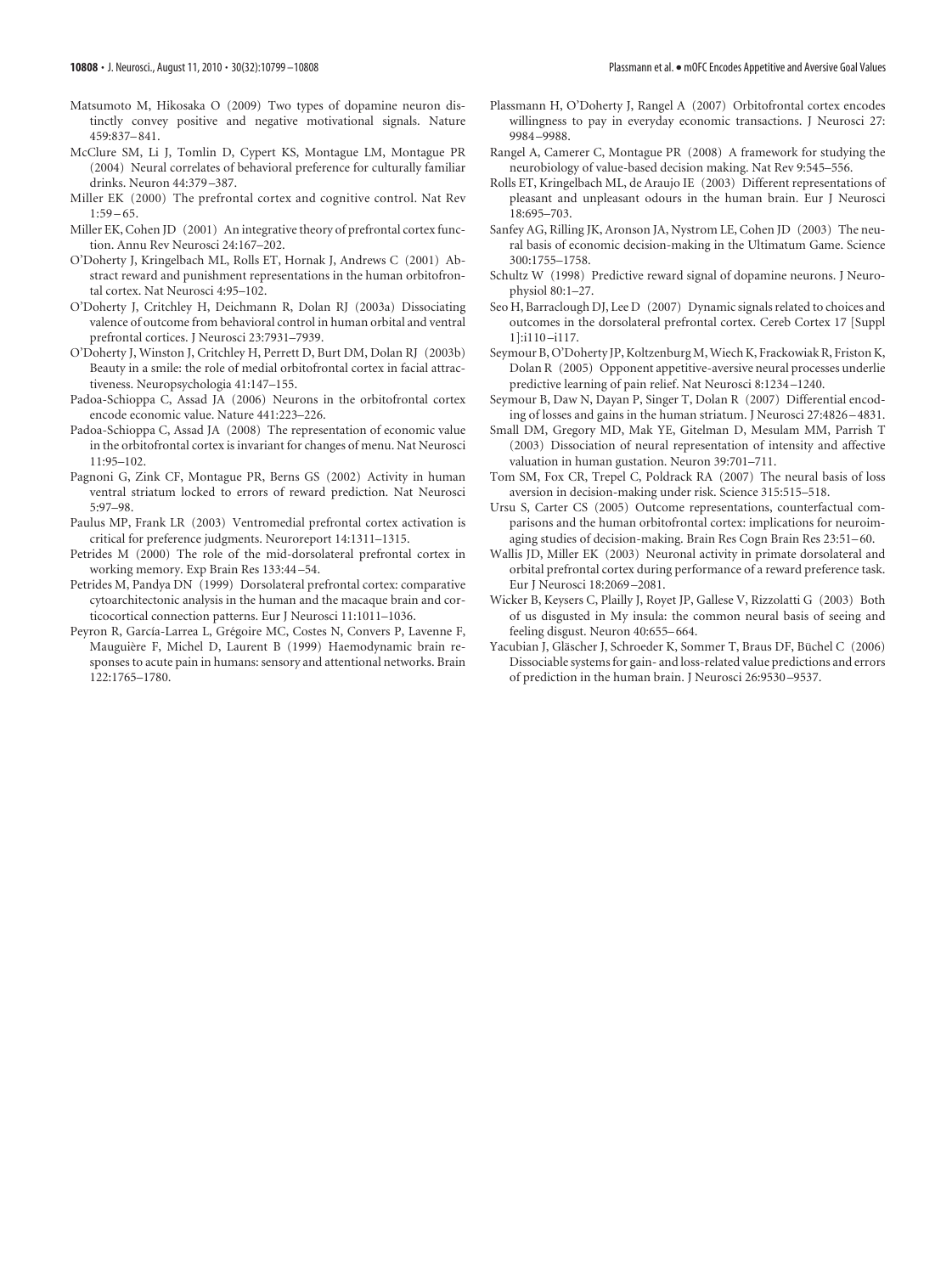Matsumoto M, Hikosaka O (2009) Two types of dopamine neuron distinctly convey positive and negative motivational signals. Nature 459:837–841.

McClure SM, Li J, Tomlin D, Cypert KS, Montague LM, Montague PR (2004) Neural correlates of behavioral preference for culturally familiar drinks. Neuron 44:379–387.

Miller EK (2000) The prefrontal cortex and cognitive control. Nat Rev 1:59–65.

Miller EK, Cohen JD (2001) An integrative theory of prefrontal cortex function. Annu Rev Neurosci 24:167–202.

O'Doherty J, Kringelbach ML, Rolls ET, Hornak J, Andrews C (2001) Abstract reward and punishment representations in the human orbitofrontal cortex. Nat Neurosci 4:95–102.

O'Doherty J, Critchley H, Deichmann R, Dolan RJ (2003a) Dissociating valence of outcome from behavioral control in human orbital and ventral prefrontal cortices. J Neurosci 23:7931–7939.

O'Doherty J, Winston J, Critchley H, Perrett D, Burt DM, Dolan RJ (2003b) Beauty in a smile: the role of medial orbitofrontal cortex in facial attractiveness. Neuropsychologia 41:147–155.

Padoa-Schioppa C, Assad JA (2006) Neurons in the orbitofrontal cortex encode economic value. Nature 441:223–226.

Padoa-Schioppa C, Assad JA (2008) The representation of economic value in the orbitofrontal cortex is invariant for changes of menu. Nat Neurosci 11:95–102.

Pagnoni G, Zink CF, Montague PR, Berns GS (2002) Activity in human ventral striatum locked to errors of reward prediction. Nat Neurosci 5:97–98.

Paulus MP, Frank LR (2003) Ventromedial prefrontal cortex activation is critical for preference judgments. Neuroreport 14:1311–1315.

Petrides M (2000) The role of the mid-dorsolateral prefrontal cortex in working memory. Exp Brain Res 133:44–54.

Petrides M, Pandya DN (1999) Dorsolateral prefrontal cortex: comparative cytoarchitectonic analysis in the human and the macaque brain and corticocortical connection patterns. Eur J Neurosci 11:1011–1036.

Peyron R, García-Larrea L, Grégoire MC, Costes N, Convers P, Lavenne F, Mauguière F, Michel D, Laurent B (1999) Haemodynamic brain responses to acute pain in humans: sensory and attentional networks. Brain 122:1765–1780.

Plassmann H, O'Doherty J, Rangel A (2007) Orbitofrontal cortex encodes willingness to pay in everyday economic transactions. J Neurosci 27: 9984–9988.

Rangel A, Camerer C, Montague PR (2008) A framework for studying the neurobiology of value-based decision making. Nat Rev 9:545–556.

Rolls ET, Kringelbach ML, de Araujo IE (2003) Different representations of pleasant and unpleasant odours in the human brain. Eur J Neurosci 18:695–703.

Sanfey AG, Rilling JK, Aronson JA, Nystrom LE, Cohen JD (2003) The neural basis of economic decision-making in the Ultimatum Game. Science 300:1755–1758.

Schultz W (1998) Predictive reward signal of dopamine neurons. J Neurophysiol 80:1–27.

Seo H, Barraclough DJ, Lee D (2007) Dynamic signals related to choices and outcomes in the dorsolateral prefrontal cortex. Cereb Cortex 17 [Suppl 1]:i110–i117.

Seymour B, O'Doherty JP, Koltzenburg M, Wiech K, Frackowiak R, Friston K, Dolan R (2005) Opponent appetitive-aversive neural processes underlie predictive learning of pain relief. Nat Neurosci 8:1234–1240.

Seymour B, Daw N, Dayan P, Singer T, Dolan R (2007) Differential encoding of losses and gains in the human striatum. J Neurosci 27:4826–4831.

Small DM, Gregory MD, Mak YE, Gitelman D, Mesulam MM, Parrish T (2003) Dissociation of neural representation of intensity and affective valuation in human gustation. Neuron 39:701–711.

Tom SM, Fox CR, Trepel C, Poldrack RA (2007) The neural basis of loss aversion in decision-making under risk. Science 315:515–518.

Ursu S, Carter CS (2005) Outcome representations, counterfactual comparisons and the human orbitofrontal cortex: implications for neuroimaging studies of decision-making. Brain Res Cogn Brain Res 23:51–60.

Wallis JD, Miller EK (2003) Neuronal activity in primate dorsolateral and orbital prefrontal cortex during performance of a reward preference task. Eur J Neurosci 18:2069–2081.

Wicker B, Keysers C, Plailly J, Royet JP, Gallese V, Rizzolatti G (2003) Both of us disgusted in My insula: the common neural basis of seeing and feeling disgust. Neuron 40:655–664.

Yacubian J, Gläscher J, Schroeder K, Sommer T, Braus DF, Büchel C (2006) Dissociable systems for gain- and loss-related value predictions and errors of prediction in the human brain. J Neurosci 26:9530–9537.